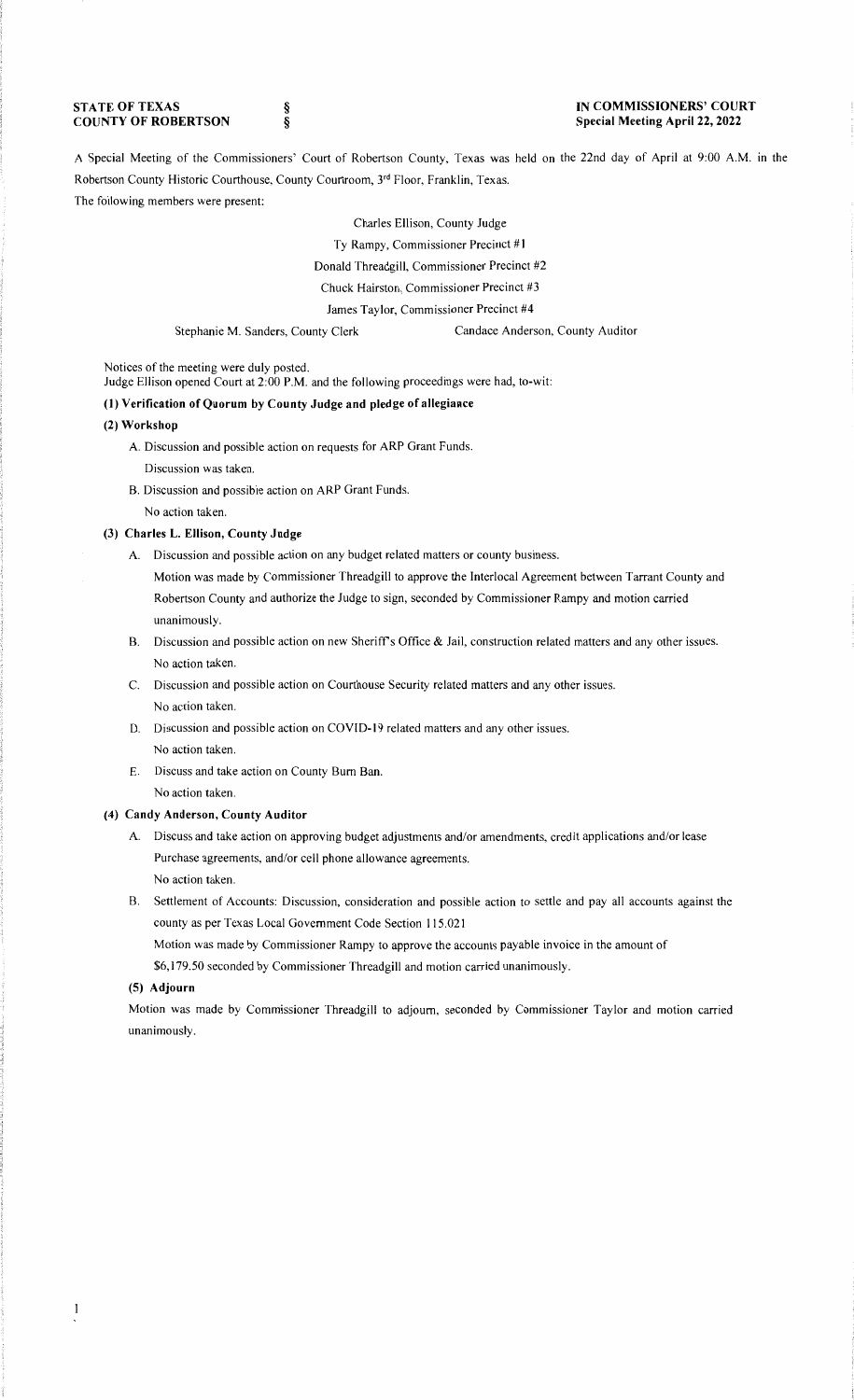**STATE OF TEXAS** §
**COUNTY OF ROBERTSON** §

**IN COMMISSIONERS' COURT**
**Special Meeting April 22, 2022**

A Special Meeting of the Commissioners' Court of Robertson County, Texas was held on the 22nd day of April at 9:00 A.M. in the Robertson County Historic Courthouse, County Courtroom, 3rd Floor, Franklin, Texas.

The following members were present:

Charles Ellison, County Judge
Ty Rampy, Commissioner Precinct #1
Donald Threadgill, Commissioner Precinct #2
Chuck Hairston, Commissioner Precinct #3
James Taylor, Commissioner Precinct #4
Stephanie M. Sanders, County Clerk
Candace Anderson, County Auditor

Notices of the meeting were duly posted.
Judge Ellison opened Court at 2:00 P.M. and the following proceedings were had, to-wit:

**(1) Verification of Quorum by County Judge and pledge of allegiance**

**(2) Workshop**

A. Discussion and possible action on requests for ARP Grant Funds.
Discussion was taken.

B. Discussion and possible action on ARP Grant Funds.
No action taken.

**(3) Charles L. Ellison, County Judge**

A. Discussion and possible action on any budget related matters or county business.
Motion was made by Commissioner Threadgill to approve the Interlocal Agreement between Tarrant County and Robertson County and authorize the Judge to sign, seconded by Commissioner Rampy and motion carried unanimously.

B. Discussion and possible action on new Sheriff's Office & Jail, construction related matters and any other issues.
No action taken.

C. Discussion and possible action on Courthouse Security related matters and any other issues.
No action taken.

D. Discussion and possible action on COVID-19 related matters and any other issues.
No action taken.

E. Discuss and take action on County Burn Ban.
No action taken.

**(4) Candy Anderson, County Auditor**

A. Discuss and take action on approving budget adjustments and/or amendments, credit applications and/or lease Purchase agreements, and/or cell phone allowance agreements.
No action taken.

B. Settlement of Accounts: Discussion, consideration and possible action to settle and pay all accounts against the county as per Texas Local Government Code Section 115.021
Motion was made by Commissioner Rampy to approve the accounts payable invoice in the amount of $6,179.50 seconded by Commissioner Threadgill and motion carried unanimously.

**(5) Adjourn**

Motion was made by Commissioner Threadgill to adjourn, seconded by Commissioner Taylor and motion carried unanimously.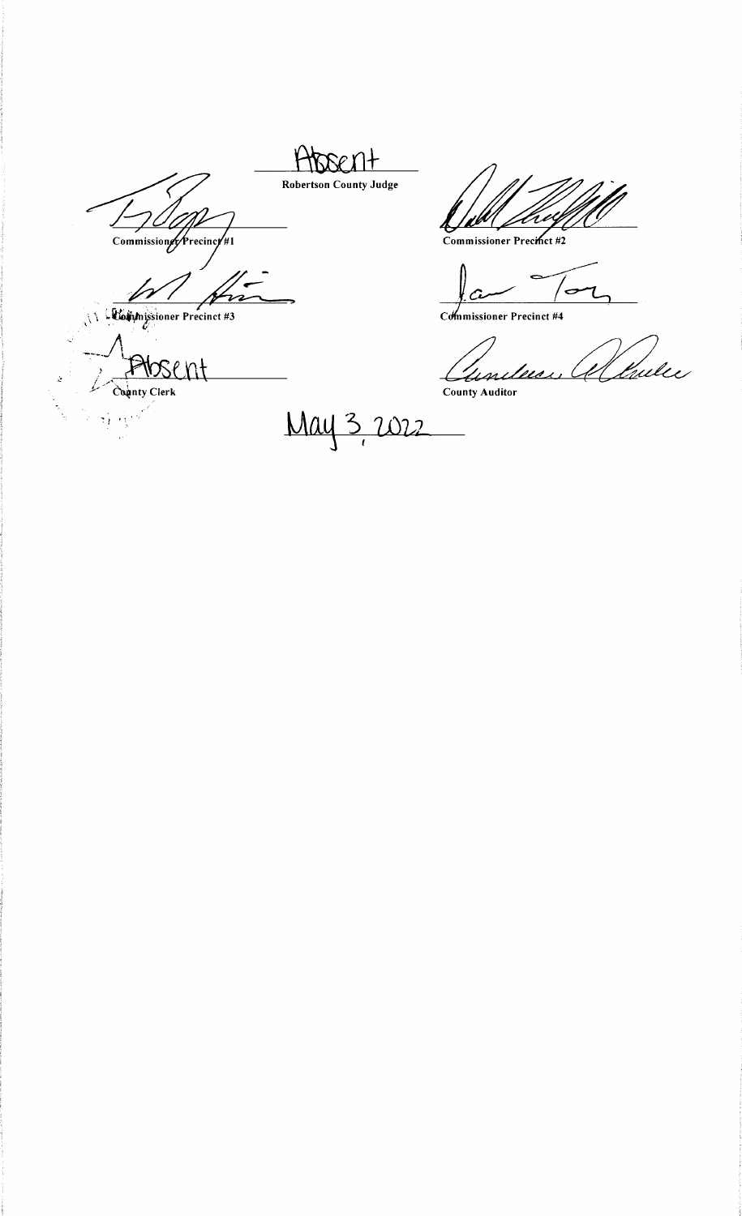Absent

Robertson County Judge

Commissioner Precinct #1

Commissioner Precinct #2

Commissioner Precinct #3

Commissioner Precinct #4

Absent

County Clerk

County Auditor

May 3, 2022